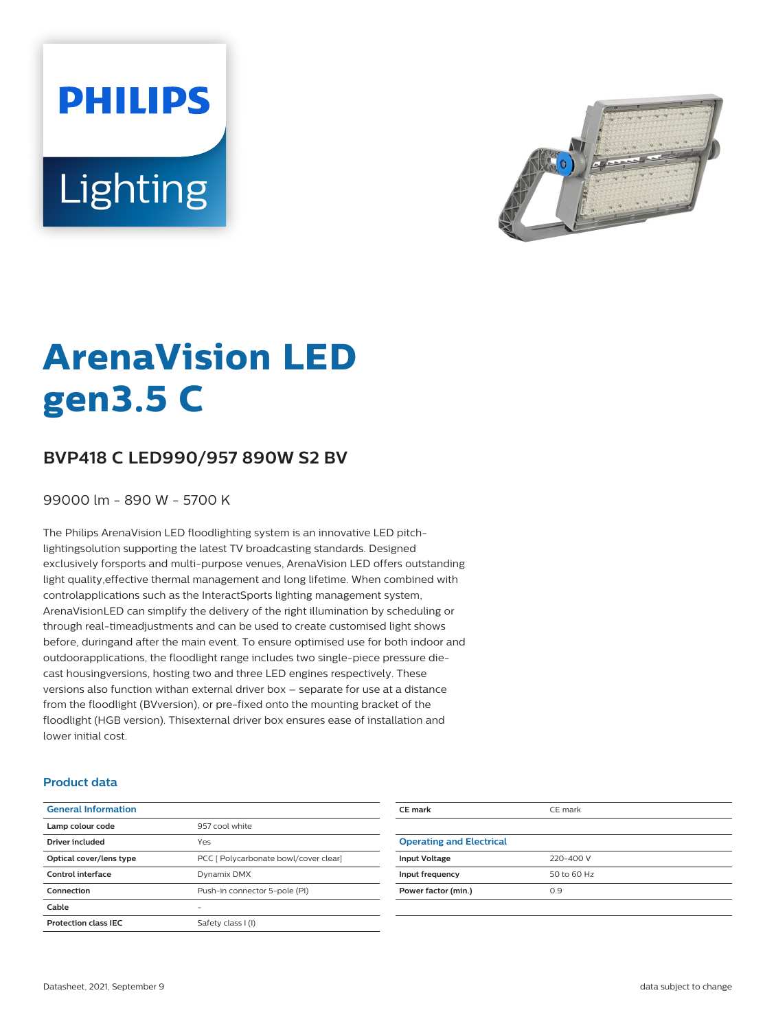PHILIPS

Lighting

# ArenaVision LED gen3.5 C

## BVP418 C LED990/957 890W S2 BV

99000 lm - 890 W - 5700 K

The Philips ArenaVision LED floodlighting system is an innovative LED pitch-lightingsolution supporting the latest TV broadcasting standards. Designed exclusively forsports and multi-purpose venues, ArenaVision LED offers outstanding light quality,effective thermal management and long lifetime. When combined with controlapplications such as the InteractSports lighting management system, ArenaVisionLED can simplify the delivery of the right illumination by scheduling or through real-timeadjustments and can be used to create customised light shows before, duringand after the main event. To ensure optimised use for both indoor and outdoorapplications, the floodlight range includes two single-piece pressure die-cast housingversions, hosting two and three LED engines respectively. These versions also function withan external driver box – separate for use at a distance from the floodlight (BVversion), or pre-fixed onto the mounting bracket of the floodlight (HGB version). Thisexternal driver box ensures ease of installation and lower initial cost.

### Product data

| General Information | |
|---|---|
| Lamp colour code | 957 cool white |
| Driver included | Yes |
| Optical cover/lens type | PCC [ Polycarbonate bowl/cover clear] |
| Control interface | Dynamix DMX |
| Connection | Push-in connector 5-pole (PI) |
| Cable | - |
| Protection class IEC | Safety class I (I) |
| CE mark | CE mark |

| Operating and Electrical | |
|---|---|
| Input Voltage | 220-400 V |
| Input frequency | 50 to 60 Hz |
| Power factor (min.) | 0.9 |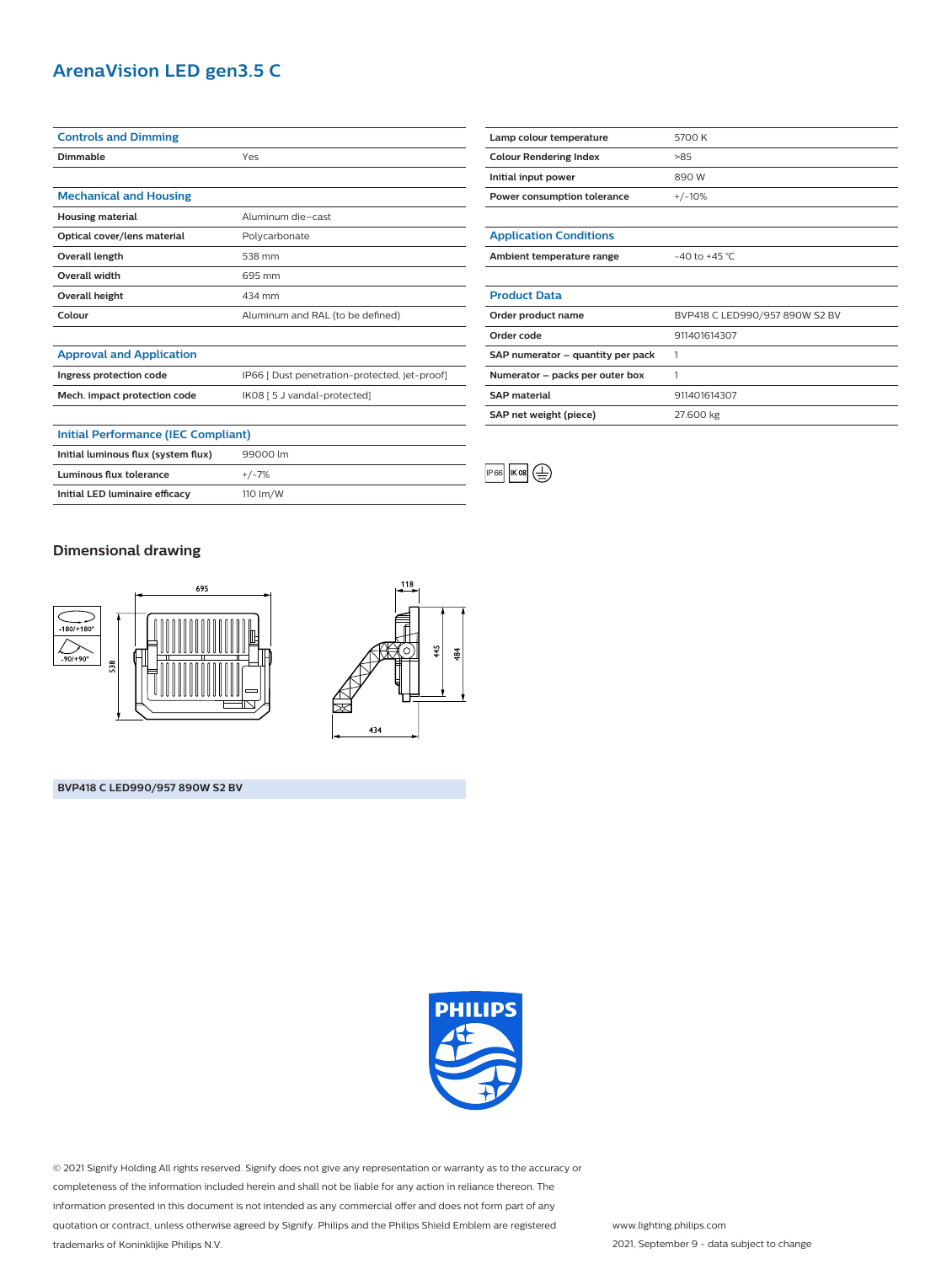# ArenaVision LED gen3.5 C

## Controls and Dimming

| | |
|---|---|
| Dimmable | Yes |

## Mechanical and Housing

| | |
|---|---|
| Housing material | Aluminum die-cast |
| Optical cover/lens material | Polycarbonate |
| Overall length | 538 mm |
| Overall width | 695 mm |
| Overall height | 434 mm |
| Colour | Aluminum and RAL (to be defined) |

## Approval and Application

| | |
|---|---|
| Ingress protection code | IP66 [ Dust penetration-protected, jet-proof] |
| Mech. impact protection code | IK08 [ 5 J vandal-protected] |

## Initial Performance (IEC Compliant)

| | |
|---|---|
| Initial luminous flux (system flux) | 99000 lm |
| Luminous flux tolerance | +/-7% |
| Initial LED luminaire efficacy | 110 lm/W |

| | |
|---|---|
| Lamp colour temperature | 5700 K |
| Colour Rendering Index | >85 |
| Initial input power | 890 W |
| Power consumption tolerance | +/-10% |

## Application Conditions

| | |
|---|---|
| Ambient temperature range | -40 to +45 °C |

## Product Data

| | |
|---|---|
| Order product name | BVP418 C LED990/957 890W S2 BV |
| Order code | 911401614307 |
| SAP numerator – quantity per pack | 1 |
| Numerator – packs per outer box | 1 |
| SAP material | 911401614307 |
| SAP net weight (piece) | 27.600 kg |

IP66 IK08

## Dimensional drawing

-180/+180°
-90/+90°
695
538
118
445
484
434

BVP418 C LED990/957 890W S2 BV

© 2021 Signify Holding All rights reserved. Signify does not give any representation or warranty as to the accuracy or completeness of the information included herein and shall not be liable for any action in reliance thereon. The information presented in this document is not intended as any commercial offer and does not form part of any quotation or contract, unless otherwise agreed by Signify. Philips and the Philips Shield Emblem are registered trademarks of Koninklijke Philips N.V.

www.lighting.philips.com

2021, September 9 - data subject to change